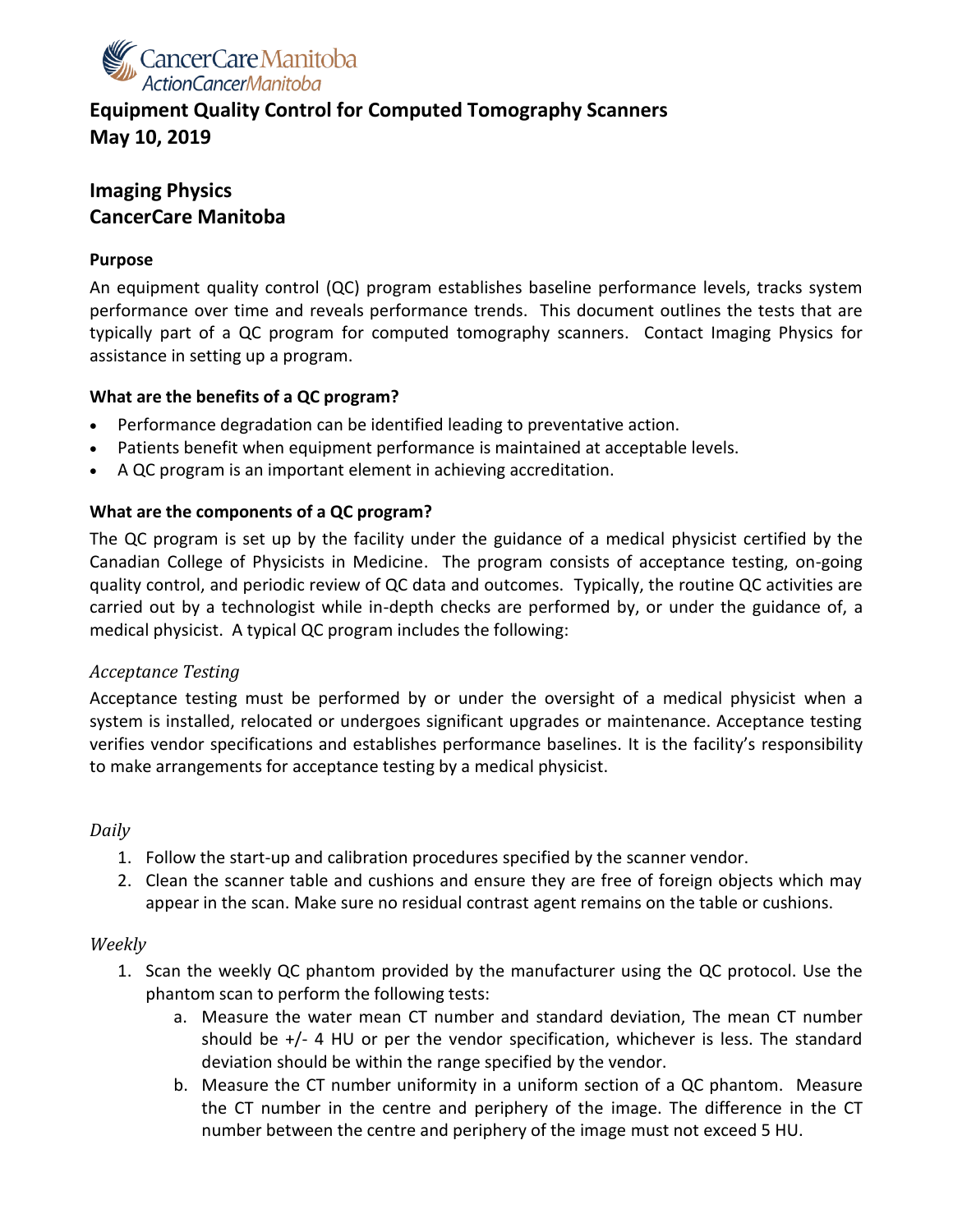# Equipment Quality Control for Computed Tomography Scanners
# May 10, 2019

## Imaging Physics
## CancerCare Manitoba

**Purpose**

An equipment quality control (QC) program establishes baseline performance levels, tracks system performance over time and reveals performance trends. This document outlines the tests that are typically part of a QC program for computed tomography scanners. Contact Imaging Physics for assistance in setting up a program.

**What are the benefits of a QC program?**

- Performance degradation can be identified leading to preventative action.
- Patients benefit when equipment performance is maintained at acceptable levels.
- A QC program is an important element in achieving accreditation.

**What are the components of a QC program?**

The QC program is set up by the facility under the guidance of a medical physicist certified by the Canadian College of Physicists in Medicine. The program consists of acceptance testing, on-going quality control, and periodic review of QC data and outcomes. Typically, the routine QC activities are carried out by a technologist while in-depth checks are performed by, or under the guidance of, a medical physicist. A typical QC program includes the following:

*Acceptance Testing*

Acceptance testing must be performed by or under the oversight of a medical physicist when a system is installed, relocated or undergoes significant upgrades or maintenance. Acceptance testing verifies vendor specifications and establishes performance baselines. It is the facility's responsibility to make arrangements for acceptance testing by a medical physicist.

*Daily*

1. Follow the start-up and calibration procedures specified by the scanner vendor.
2. Clean the scanner table and cushions and ensure they are free of foreign objects which may appear in the scan. Make sure no residual contrast agent remains on the table or cushions.

*Weekly*

1. Scan the weekly QC phantom provided by the manufacturer using the QC protocol. Use the phantom scan to perform the following tests:
   a. Measure the water mean CT number and standard deviation, The mean CT number should be +/- 4 HU or per the vendor specification, whichever is less. The standard deviation should be within the range specified by the vendor.
   b. Measure the CT number uniformity in a uniform section of a QC phantom. Measure the CT number in the centre and periphery of the image. The difference in the CT number between the centre and periphery of the image must not exceed 5 HU.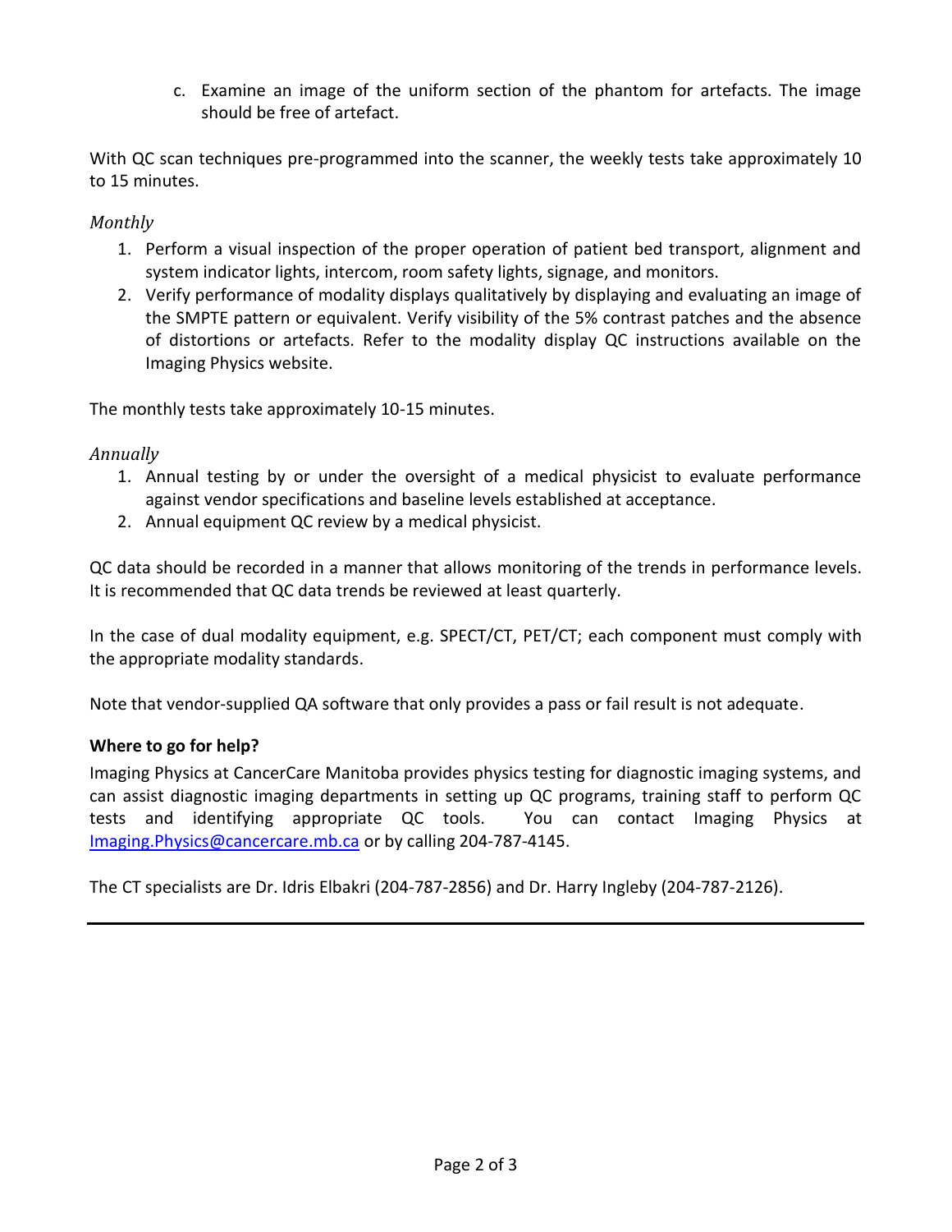c. Examine an image of the uniform section of the phantom for artefacts. The image should be free of artefact.

With QC scan techniques pre-programmed into the scanner, the weekly tests take approximately 10 to 15 minutes.

*Monthly*

1. Perform a visual inspection of the proper operation of patient bed transport, alignment and system indicator lights, intercom, room safety lights, signage, and monitors.
2. Verify performance of modality displays qualitatively by displaying and evaluating an image of the SMPTE pattern or equivalent. Verify visibility of the 5% contrast patches and the absence of distortions or artefacts. Refer to the modality display QC instructions available on the Imaging Physics website.

The monthly tests take approximately 10-15 minutes.

*Annually*

1. Annual testing by or under the oversight of a medical physicist to evaluate performance against vendor specifications and baseline levels established at acceptance.
2. Annual equipment QC review by a medical physicist.

QC data should be recorded in a manner that allows monitoring of the trends in performance levels. It is recommended that QC data trends be reviewed at least quarterly.

In the case of dual modality equipment, e.g. SPECT/CT, PET/CT; each component must comply with the appropriate modality standards.

Note that vendor-supplied QA software that only provides a pass or fail result is not adequate.

**Where to go for help?**

Imaging Physics at CancerCare Manitoba provides physics testing for diagnostic imaging systems, and can assist diagnostic imaging departments in setting up QC programs, training staff to perform QC tests and identifying appropriate QC tools. You can contact Imaging Physics at [Imaging.Physics@cancercare.mb.ca](mailto:Imaging.Physics@cancercare.mb.ca) or by calling 204-787-4145.

The CT specialists are Dr. Idris Elbakri (204-787-2856) and Dr. Harry Ingleby (204-787-2126).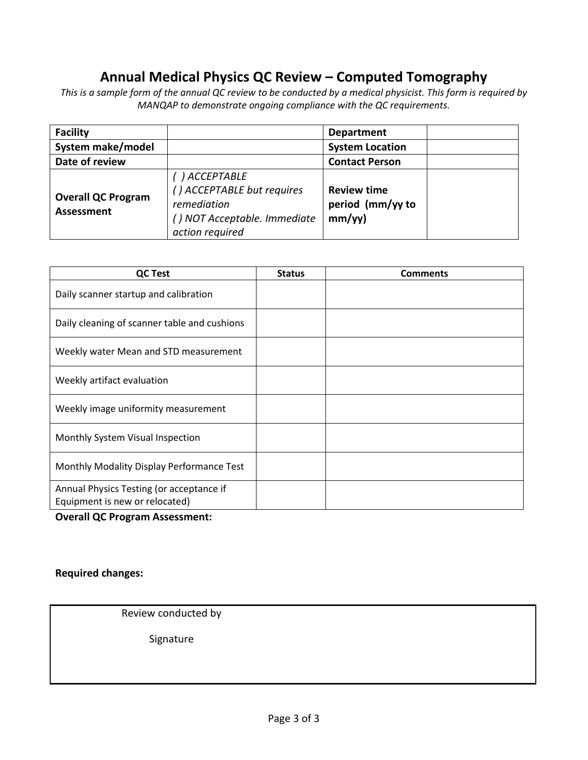# Annual Medical Physics QC Review – Computed Tomography

*This is a sample form of the annual QC review to be conducted by a medical physicist. This form is required by MANQAP to demonstrate ongoing compliance with the QC requirements.*

| | | | |
|---|---|---|---|
| **Facility** | | **Department** | |
| **System make/model** | | **System Location** | |
| **Date of review** | | **Contact Person** | |
| **Overall QC Program Assessment** | *( ) ACCEPTABLE*<br>*( ) ACCEPTABLE but requires remediation*<br>*( ) NOT Acceptable. Immediate action required* | **Review time period (mm/yy to mm/yy)** | |

| QC Test | Status | Comments |
|---|---|---|
| Daily scanner startup and calibration | | |
| Daily cleaning of scanner table and cushions | | |
| Weekly water Mean and STD measurement | | |
| Weekly artifact evaluation | | |
| Weekly image uniformity measurement | | |
| Monthly System Visual Inspection | | |
| Monthly Modality Display Performance Test | | |
| Annual Physics Testing (or acceptance if Equipment is new or relocated) | | |

**Overall QC Program Assessment:**

**Required changes:**

Review conducted by

Signature